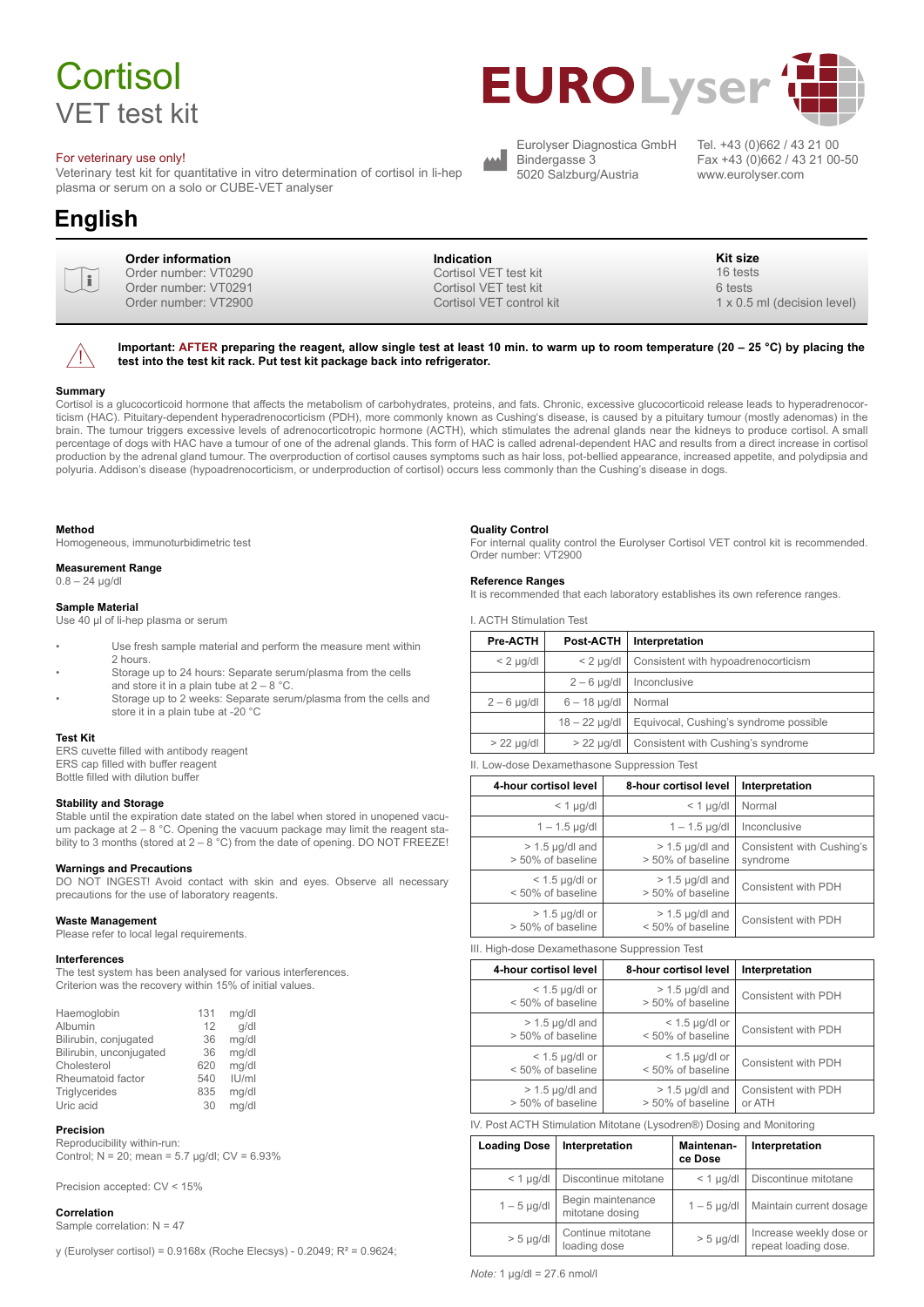# Cortisol

## VET test kit

For veterinary use only!

Veterinary test kit for quantitative in vitro determination of cortisol in li-hep plasma or serum on a solo or CUBE-VET analyser

EUROLyser

Eurolyser Diagnostica GmbH
Bindergasse 3
5020 Salzburg/Austria

Tel. +43 (0)662 / 43 21 00
Fax +43 (0)662 / 43 21 00-50
www.eurolyser.com

# English

| Order information | Indication | Kit size |
|---|---|---|
| Order number: VT0290 | Cortisol VET test kit | 16 tests |
| Order number: VT0291 | Cortisol VET test kit | 6 tests |
| Order number: VT2900 | Cortisol VET control kit | 1 x 0.5 ml (decision level) |

**Important: AFTER preparing the reagent, allow single test at least 10 min. to warm up to room temperature (20 – 25 °C) by placing the test into the test kit rack. Put test kit package back into refrigerator.**

### Summary

Cortisol is a glucocorticoid hormone that affects the metabolism of carbohydrates, proteins, and fats. Chronic, excessive glucocorticoid release leads to hyperadrenocorticism (HAC). Pituitary-dependent hyperadrenocorticism (PDH), more commonly known as Cushing's disease, is caused by a pituitary tumour (mostly adenomas) in the brain. The tumour triggers excessive levels of adrenocorticotropic hormone (ACTH), which stimulates the adrenal glands near the kidneys to produce cortisol. A small percentage of dogs with HAC have a tumour of one of the adrenal glands. This form of HAC is called adrenal-dependent HAC and results from a direct increase in cortisol production by the adrenal gland tumour. The overproduction of cortisol causes symptoms such as hair loss, pot-bellied appearance, increased appetite, and polydipsia and polyuria. Addison's disease (hypoadrenocorticism, or underproduction of cortisol) occurs less commonly than the Cushing's disease in dogs.

### Method

Homogeneous, immunoturbidimetric test

### Measurement Range

0.8 – 24 µg/dl

### Sample Material

Use 40 µl of li-hep plasma or serum

- Use fresh sample material and perform the measure ment within 2 hours.
- Storage up to 24 hours: Separate serum/plasma from the cells and store it in a plain tube at 2 – 8 °C.
- Storage up to 2 weeks: Separate serum/plasma from the cells and store it in a plain tube at -20 °C

### Test Kit

ERS cuvette filled with antibody reagent
ERS cap filled with buffer reagent
Bottle filled with dilution buffer

### Stability and Storage

Stable until the expiration date stated on the label when stored in unopened vacuum package at 2 – 8 °C. Opening the vacuum package may limit the reagent stability to 3 months (stored at 2 – 8 °C) from the date of opening. DO NOT FREEZE!

### Warnings and Precautions

DO NOT INGEST! Avoid contact with skin and eyes. Observe all necessary precautions for the use of laboratory reagents.

### Waste Management

Please refer to local legal requirements.

### Interferences

The test system has been analysed for various interferences.
Criterion was the recovery within 15% of initial values.

| | | |
|---|---|---|
| Haemoglobin | 131 | mg/dl |
| Albumin | 12 | g/dl |
| Bilirubin, conjugated | 36 | mg/dl |
| Bilirubin, unconjugated | 36 | mg/dl |
| Cholesterol | 620 | mg/dl |
| Rheumatoid factor | 540 | IU/ml |
| Triglycerides | 835 | mg/dl |
| Uric acid | 30 | mg/dl |

### Precision

Reproducibility within-run:
Control; N = 20; mean = 5.7 µg/dl; CV = 6.93%

Precision accepted: CV < 15%

### Correlation

Sample correlation: N = 47

y (Eurolyser cortisol) = 0.9168x (Roche Elecsys) - 0.2049; $R^2$ = 0.9624;

### Quality Control

For internal quality control the Eurolyser Cortisol VET control kit is recommended.
Order number: VT2900

### Reference Ranges

It is recommended that each laboratory establishes its own reference ranges.

I. ACTH Stimulation Test

| Pre-ACTH | Post-ACTH | Interpretation |
|---|---|---|
| < 2 µg/dl | < 2 µg/dl | Consistent with hypoadrenocorticism |
| | 2 – 6 µg/dl | Inconclusive |
| 2 – 6 µg/dl | 6 – 18 µg/dl | Normal |
| | 18 – 22 µg/dl | Equivocal, Cushing's syndrome possible |
| > 22 µg/dl | > 22 µg/dl | Consistent with Cushing's syndrome |

II. Low-dose Dexamethasone Suppression Test

| 4-hour cortisol level | 8-hour cortisol level | Interpretation |
|---|---|---|
| < 1 µg/dl | < 1 µg/dl | Normal |
| 1 – 1.5 µg/dl | 1 – 1.5 µg/dl | Inconclusive |
| > 1.5 µg/dl and > 50% of baseline | > 1.5 µg/dl and > 50% of baseline | Consistent with Cushing's syndrome |
| < 1.5 µg/dl or < 50% of baseline | > 1.5 µg/dl and > 50% of baseline | Consistent with PDH |
| > 1.5 µg/dl or > 50% of baseline | > 1.5 µg/dl and < 50% of baseline | Consistent with PDH |

III. High-dose Dexamethasone Suppression Test

| 4-hour cortisol level | 8-hour cortisol level | Interpretation |
|---|---|---|
| < 1.5 µg/dl or < 50% of baseline | > 1.5 µg/dl and > 50% of baseline | Consistent with PDH |
| > 1.5 µg/dl and > 50% of baseline | < 1.5 µg/dl or < 50% of baseline | Consistent with PDH |
| < 1.5 µg/dl or < 50% of baseline | < 1.5 µg/dl or < 50% of baseline | Consistent with PDH |
| > 1.5 µg/dl and > 50% of baseline | > 1.5 µg/dl and > 50% of baseline | Consistent with PDH or ATH |

IV. Post ACTH Stimulation Mitotane (Lysodren®) Dosing and Monitoring

| Loading Dose | Interpretation | Maintenance Dose | Interpretation |
|---|---|---|---|
| < 1 µg/dl | Discontinue mitotane | < 1 µg/dl | Discontinue mitotane |
| 1 – 5 µg/dl | Begin maintenance mitotane dosing | 1 – 5 µg/dl | Maintain current dosage |
| > 5 µg/dl | Continue mitotane loading dose | > 5 µg/dl | Increase weekly dose or repeat loading dose. |

*Note:* 1 µg/dl = 27.6 nmol/l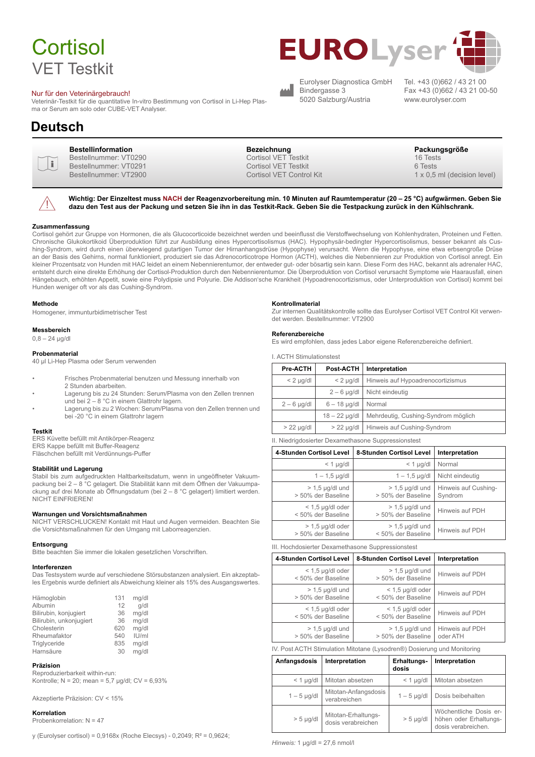# Cortisol
## VET Testkit

Nur für den Veterinärgebrauch!
Veterinär-Testkit für die quantitative In-vitro Bestimmung von Cortisol in Li-Hep Plasma or Serum am solo oder CUBE-VET Analyser.

EUROLyser

Eurolyser Diagnostica GmbH
Bindergasse 3
5020 Salzburg/Austria

Tel. +43 (0)662 / 43 21 00
Fax +43 (0)662 / 43 21 00-50
www.eurolyser.com

# Deutsch

| Bestellinformation | Bezeichnung | Packungsgröße |
|---|---|---|
| Bestellnummer: VT0290 | Cortisol VET Testkit | 16 Tests |
| Bestellnummer: VT0291 | Cortisol VET Testkit | 6 Tests |
| Bestellnummer: VT2900 | Cortisol VET Control Kit | 1 x 0,5 ml (decision level) |

**Wichtig: Der Einzeltest muss NACH der Reagenzvorbereitung min. 10 Minuten auf Raumtemperatur (20 – 25 °C) aufwärmen. Geben Sie dazu den Test aus der Packung und setzen Sie ihn in das Testkit-Rack. Geben Sie die Testpackung zurück in den Kühlschrank.**

### Zusammenfassung

Cortisol gehört zur Gruppe von Hormonen, die als Glucocorticoide bezeichnet werden und beeinflusst die Verstoffwechselung von Kohlenhydraten, Proteinen und Fetten. Chronische Glukokortikoid Überproduktion führt zur Ausbildung eines Hypercortisolismus (HAC). Hypophysär-bedingter Hypercortisolismus, besser bekannt als Cushing-Syndrom, wird durch einen überwiegend gutartigen Tumor der Hirnanhangsdrüse (Hypophyse) verursacht. Wenn die Hypophyse, eine etwa erbsengroße Drüse an der Basis des Gehirns, normal funktioniert, produziert sie das Adrenocorticotrope Hormon (ACTH), welches die Nebennieren zur Produktion von Cortisol anregt. Ein kleiner Prozentsatz von Hunden mit HAC leidet an einem Nebennierentumor, der entweder gut- oder bösartig sein kann. Diese Form des HAC, bekannt als adrenaler HAC, entsteht durch eine direkte Erhöhung der Cortisol-Produktion durch den Nebennierentumor. Die Überproduktion von Cortisol verursacht Symptome wie Haarausfall, einen Hängebauch, erhöhten Appetit, sowie eine Polydipsie und Polyurie. Die Addison'sche Krankheit (Hypoadrenocortizismus, oder Unterproduktion von Cortisol) kommt bei Hunden weniger oft vor als das Cushing-Syndrom.

### Methode

Homogener, immunturbidimetrischer Test

### Messbereich

0,8 – 24 µg/dl

### Probenmaterial

40 µl Li-Hep Plasma oder Serum verwenden

- Frisches Probenmaterial benutzen und Messung innerhalb von 2 Stunden abarbeiten.
- Lagerung bis zu 24 Stunden: Serum/Plasma von den Zellen trennen und bei 2 – 8 °C in einem Glattrohr lagern.
- Lagerung bis zu 2 Wochen: Serum/Plasma von den Zellen trennen und bei -20 °C in einem Glattrohr lagern

### Testkit

ERS Küvette befüllt mit Antikörper-Reagenz
ERS Kappe befüllt mit Buffer-Reagenz
Fläschchen befüllt mit Verdünnungs-Puffer

### Stabilität und Lagerung

Stabil bis zum aufgedruckten Haltbarkeitsdatum, wenn in ungeöffneter Vakuumpackung bei 2 – 8 °C gelagert. Die Stabilität kann mit dem Öffnen der Vakuumpackung auf drei Monate ab Öffnungsdatum (bei 2 – 8 °C gelagert) limitiert werden. NICHT EINFRIEREN!

### Warnungen und Vorsichtsmaßnahmen

NICHT VERSCHLUCKEN! Kontakt mit Haut und Augen vermeiden. Beachten Sie die Vorsichtsmaßnahmen für den Umgang mit Laborreagenzien.

### Entsorgung

Bitte beachten Sie immer die lokalen gesetzlichen Vorschriften.

### Interferenzen

Das Testsystem wurde auf verschiedene Störsubstanzen analysiert. Ein akzeptables Ergebnis wurde definiert als Abweichung kleiner als 15% des Ausgangswertes.

| | | |
|---|---|---|
| Hämoglobin | 131 | mg/dl |
| Albumin | 12 | g/dl |
| Bilirubin, konjugiert | 36 | mg/dl |
| Bilirubin, unkonjugiert | 36 | mg/dl |
| Cholesterin | 620 | mg/dl |
| Rheumafaktor | 540 | IU/ml |
| Triglyceride | 835 | mg/dl |
| Harnsäure | 30 | mg/dl |

### Präzision

Reproduzierbarkeit within-run:
Kontrolle; N = 20; mean = 5,7 µg/dl; CV = 6,93%

Akzeptierte Präzision: CV < 15%

### Korrelation

Probenkorrelation: N = 47

y (Eurolyser cortisol) = 0,9168x (Roche Elecsys) - 0,2049; $R^2$ = 0,9624;

### Kontrollmaterial

Zur internen Qualitätskontrolle sollte das Eurolyser Cortisol VET Control Kit verwendet werden. Bestellnummer: VT2900

### Referenzbereiche

Es wird empfohlen, dass jedes Labor eigene Referenzbereiche definiert.

I. ACTH Stimulationstest

| Pre-ACTH | Post-ACTH | Interpretation |
|---|---|---|
| < 2 µg/dl | < 2 µg/dl | Hinweis auf Hypoadrenocortizismus |
| | 2 – 6 µg/dl | Nicht eindeutig |
| 2 – 6 µg/dl | 6 – 18 µg/dl | Normal |
| | 18 – 22 µg/dl | Mehrdeutig, Cushing-Syndrom möglich |
| > 22 µg/dl | > 22 µg/dl | Hinweis auf Cushing-Syndrom |

II. Niedrigdosierter Dexamethasone Suppressionstest

| 4-Stunden Cortisol Level | 8-Stunden Cortisol Level | Interpretation |
|---|---|---|
| < 1 µg/dl | < 1 µg/dl | Normal |
| 1 – 1,5 µg/dl | 1 – 1,5 µg/dl | Nicht eindeutig |
| > 1,5 µg/dl und > 50% der Baseline | > 1,5 µg/dl und > 50% der Baseline | Hinweis auf Cushing-Syndrom |
| < 1,5 µg/dl oder < 50% der Baseline | > 1,5 µg/dl und > 50% der Baseline | Hinweis auf PDH |
| > 1,5 µg/dl oder > 50% der Baseline | > 1,5 µg/dl und < 50% der Baseline | Hinweis auf PDH |

III. Hochdosierter Dexamethasone Suppressionstest

| 4-Stunden Cortisol Level | 8-Stunden Cortisol Level | Interpretation |
|---|---|---|
| < 1,5 µg/dl oder < 50% der Baseline | > 1,5 µg/dl und > 50% der Baseline | Hinweis auf PDH |
| > 1,5 µg/dl und > 50% der Baseline | < 1,5 µg/dl oder < 50% der Baseline | Hinweis auf PDH |
| < 1,5 µg/dl oder < 50% der Baseline | < 1,5 µg/dl oder < 50% der Baseline | Hinweis auf PDH |
| > 1,5 µg/dl und > 50% der Baseline | > 1,5 µg/dl und > 50% der Baseline | Hinweis auf PDH oder ATH |

IV. Post ACTH Stimulation Mitotane (Lysodren®) Dosierung und Monitoring

| Anfangsdosis | Interpretation | Erhaltungsdosis | Interpretation |
|---|---|---|---|
| < 1 µg/dl | Mitotan absetzen | < 1 µg/dl | Mitotan absetzen |
| 1 – 5 µg/dl | Mitotan-Anfangsdosis verabreichen | 1 – 5 µg/dl | Dosis beibehalten |
| > 5 µg/dl | Mitotan-Erhaltungsdosis verabreichen | > 5 µg/dl | Wöchentliche Dosis erhöhen oder Erhaltungsdosis verabreichen. |

*Hinweis:* 1 µg/dl = 27,6 nmol/l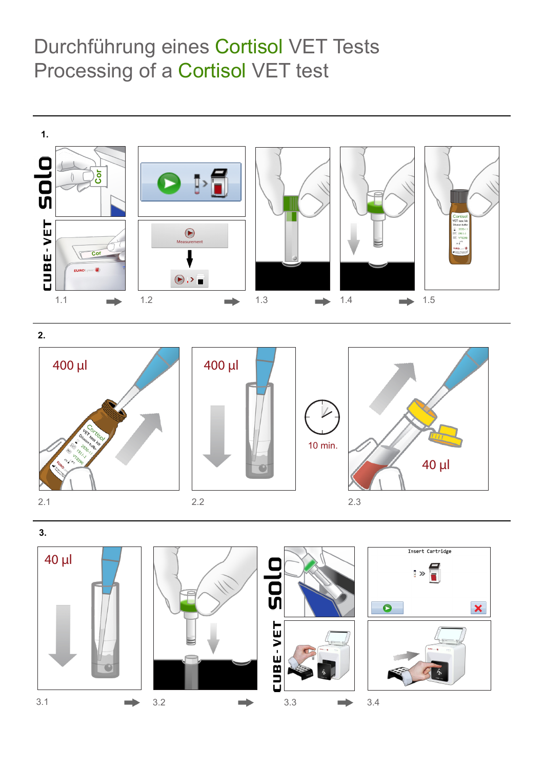# Durchführung eines Cortisol VET Tests
# Processing of a Cortisol VET test

**1.**

solo

CUBE-VET

Cor

Measurement

1.1 → 1.2 → 1.3 → 1.4 → 1.5

**2.**

400 µl

400 µl

10 min.

40 µl

2.1

2.2

2.3

**3.**

40 µl

solo

CUBE-VET

Insert Cartridge

3.1 → 3.2 → 3.3 → 3.4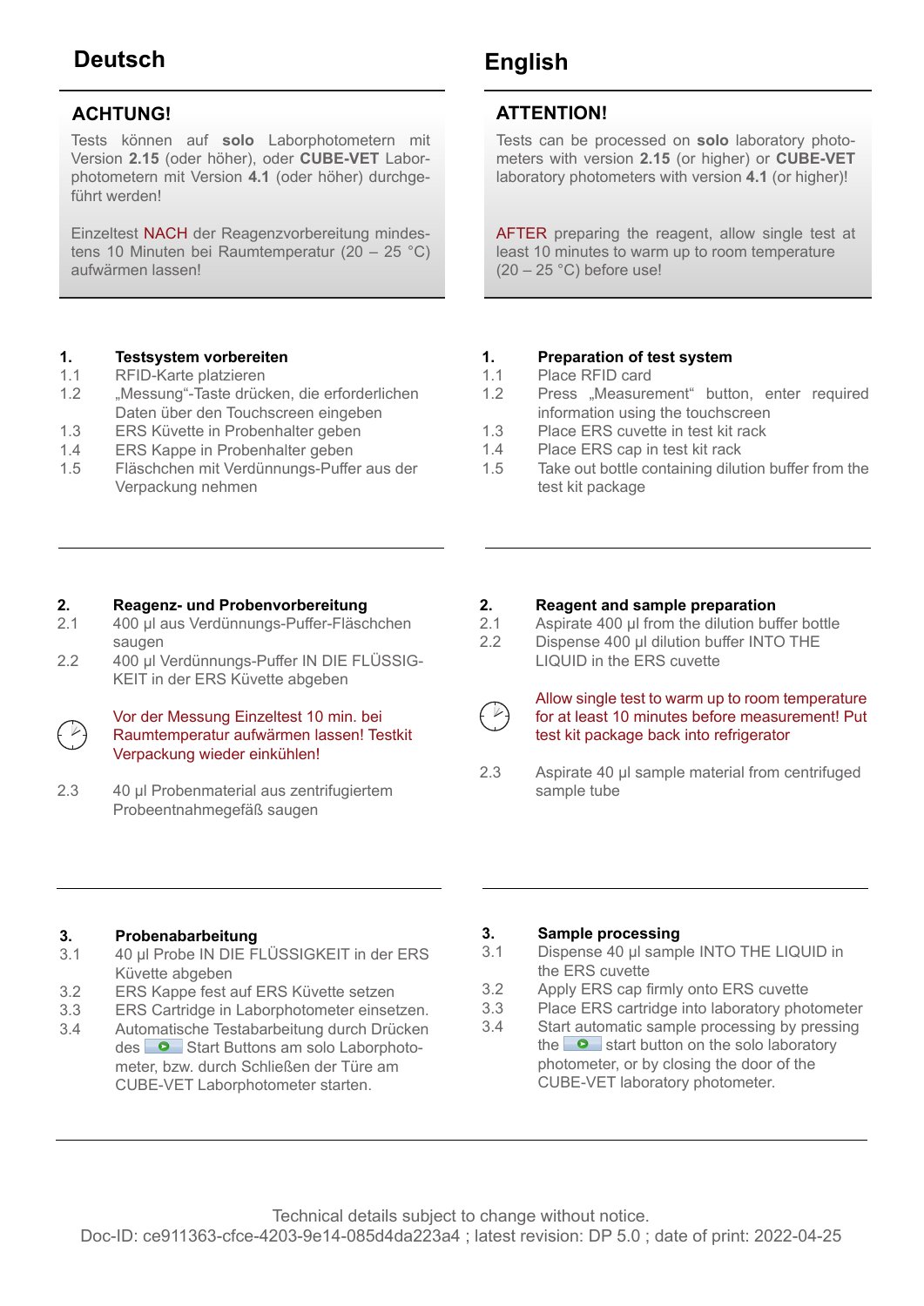## Deutsch

### ACHTUNG!

Tests können auf **solo** Laborphotometern mit Version **2.15** (oder höher), oder **CUBE-VET** Laborphotometern mit Version **4.1** (oder höher) durchgeführt werden!

Einzeltest NACH der Reagenzvorbereitung mindestens 10 Minuten bei Raumtemperatur (20 – 25 °C) aufwärmen lassen!

**1. Testsystem vorbereiten**

1.1 RFID-Karte platzieren
1.2 „Messung“-Taste drücken, die erforderlichen Daten über den Touchscreen eingeben
1.3 ERS Küvette in Probenhalter geben
1.4 ERS Kappe in Probenhalter geben
1.5 Fläschchen mit Verdünnungs-Puffer aus der Verpackung nehmen

**2. Reagenz- und Probenvorbereitung**

2.1 400 µl aus Verdünnungs-Puffer-Fläschchen saugen
2.2 400 µl Verdünnungs-Puffer IN DIE FLÜSSIGKEIT in der ERS Küvette abgeben

Vor der Messung Einzeltest 10 min. bei Raumtemperatur aufwärmen lassen! Testkit Verpackung wieder einkühlen!

2.3 40 µl Probenmaterial aus zentrifugiertem Probeentnahmegefäß saugen

**3. Probenabarbeitung**

3.1 40 µl Probe IN DIE FLÜSSIGKEIT in der ERS Küvette abgeben
3.2 ERS Kappe fest auf ERS Küvette setzen
3.3 ERS Cartridge in Laborphotometer einsetzen.
3.4 Automatische Testabarbeitung durch Drücken des Start Buttons am solo Laborphotometer, bzw. durch Schließen der Türe am CUBE-VET Laborphotometer starten.

## English

### ATTENTION!

Tests can be processed on **solo** laboratory photometers with version **2.15** (or higher) or **CUBE-VET** laboratory photometers with version **4.1** (or higher)!

AFTER preparing the reagent, allow single test at least 10 minutes to warm up to room temperature (20 – 25 °C) before use!

**1. Preparation of test system**

1.1 Place RFID card
1.2 Press „Measurement“ button, enter required information using the touchscreen
1.3 Place ERS cuvette in test kit rack
1.4 Place ERS cap in test kit rack
1.5 Take out bottle containing dilution buffer from the test kit package

**2. Reagent and sample preparation**

2.1 Aspirate 400 µl from the dilution buffer bottle
2.2 Dispense 400 µl dilution buffer INTO THE LIQUID in the ERS cuvette

Allow single test to warm up to room temperature for at least 10 minutes before measurement! Put test kit package back into refrigerator

2.3 Aspirate 40 µl sample material from centrifuged sample tube

**3. Sample processing**

3.1 Dispense 40 µl sample INTO THE LIQUID in the ERS cuvette
3.2 Apply ERS cap firmly onto ERS cuvette
3.3 Place ERS cartridge into laboratory photometer
3.4 Start automatic sample processing by pressing the start button on the solo laboratory photometer, or by closing the door of the CUBE-VET laboratory photometer.

Technical details subject to change without notice.
Doc-ID: ce911363-cfce-4203-9e14-085d4da223a4 ; latest revision: DP 5.0 ; date of print: 2022-04-25